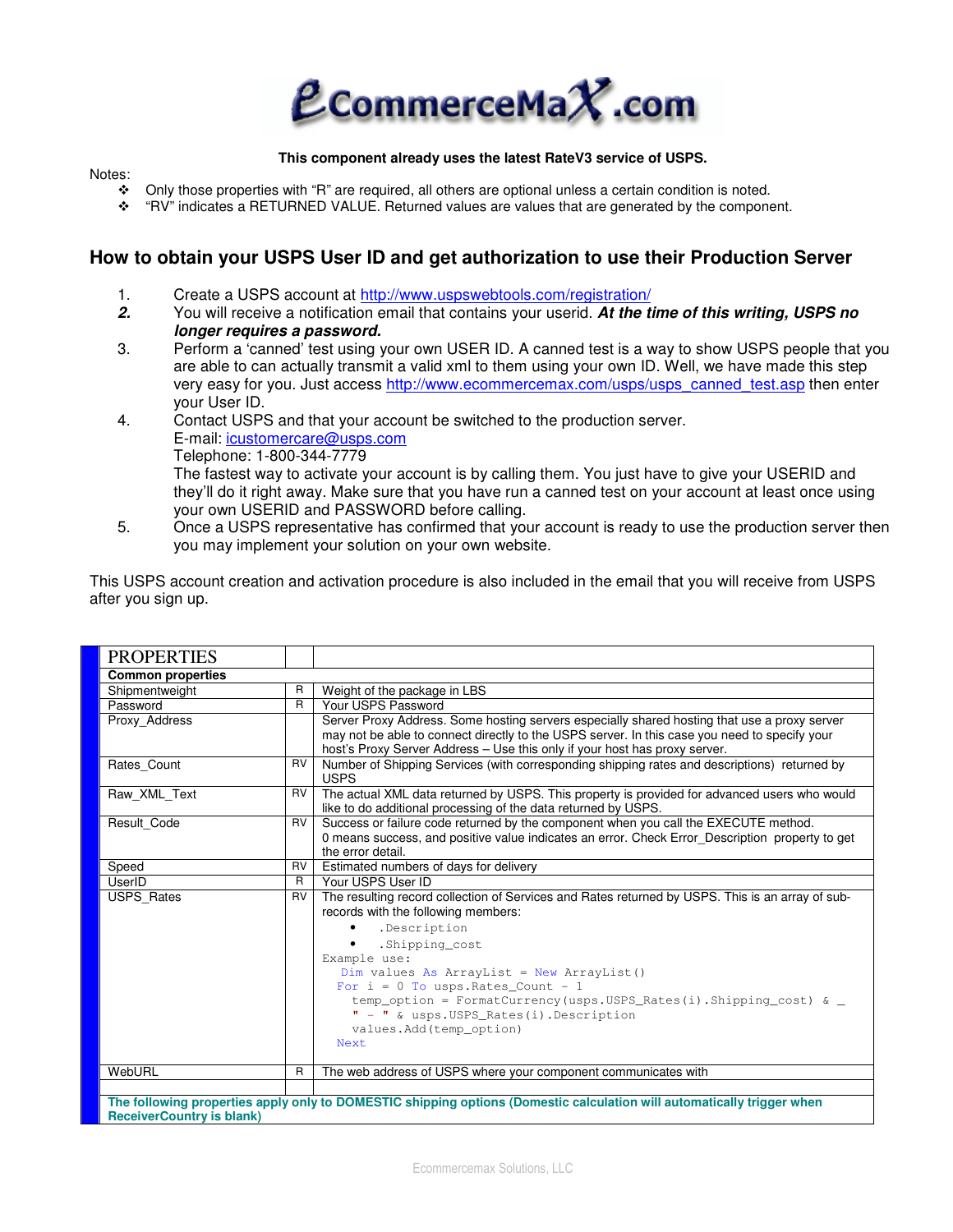# eCommerceMaX.com

**This component already uses the latest RateV3 service of USPS.**

Notes:

- Only those properties with "R" are required, all others are optional unless a certain condition is noted.
- "RV" indicates a RETURNED VALUE. Returned values are values that are generated by the component.

## How to obtain your USPS User ID and get authorization to use their Production Server

1. Create a USPS account at http://www.uspswebtools.com/registration/
2. You will receive a notification email that contains your userid. ***At the time of this writing, USPS no longer requires a password.***
3. Perform a 'canned' test using your own USER ID. A canned test is a way to show USPS people that you are able to can actually transmit a valid xml to them using your own ID. Well, we have made this step very easy for you. Just access http://www.ecommercemax.com/usps/usps_canned_test.asp then enter your User ID.
4. Contact USPS and that your account be switched to the production server.
   E-mail: icustomercare@usps.com
   Telephone: 1-800-344-7779
   The fastest way to activate your account is by calling them. You just have to give your USERID and they'll do it right away. Make sure that you have run a canned test on your account at least once using your own USERID and PASSWORD before calling.
5. Once a USPS representative has confirmed that your account is ready to use the production server then you may implement your solution on your own website.

This USPS account creation and activation procedure is also included in the email that you will receive from USPS after you sign up.

| PROPERTIES | | |
|---|---|---|
| **Common properties** | | |
| Shipmentweight | R | Weight of the package in LBS |
| Password | R | Your USPS Password |
| Proxy_Address | | Server Proxy Address. Some hosting servers especially shared hosting that use a proxy server may not be able to connect directly to the USPS server. In this case you need to specify your host's Proxy Server Address – Use this only if your host has proxy server. |
| Rates_Count | RV | Number of Shipping Services (with corresponding shipping rates and descriptions) returned by USPS |
| Raw_XML_Text | RV | The actual XML data returned by USPS. This property is provided for advanced users who would like to do additional processing of the data returned by USPS. |
| Result_Code | RV | Success or failure code returned by the component when you call the EXECUTE method. 0 means success, and positive value indicates an error. Check Error_Description property to get the error detail. |
| Speed | RV | Estimated numbers of days for delivery |
| UserID | R | Your USPS User ID |
| USPS_Rates | RV | The resulting record collection of Services and Rates returned by USPS. This is an array of sub-records with the following members:<br>• .Description<br>• .Shipping_cost<br>Example use:<br>`Dim values As ArrayList = New ArrayList()`<br>`For i = 0 To usps.Rates_Count - 1`<br>`temp_option = FormatCurrency(usps.USPS_Rates(i).Shipping_cost) & _`<br>`" - " & usps.USPS_Rates(i).Description`<br>`values.Add(temp_option)`<br>`Next` |
| WebURL | R | The web address of USPS where your component communicates with |
| | | |
| **The following properties apply only to DOMESTIC shipping options (Domestic calculation will automatically trigger when ReceiverCountry is blank)** | | |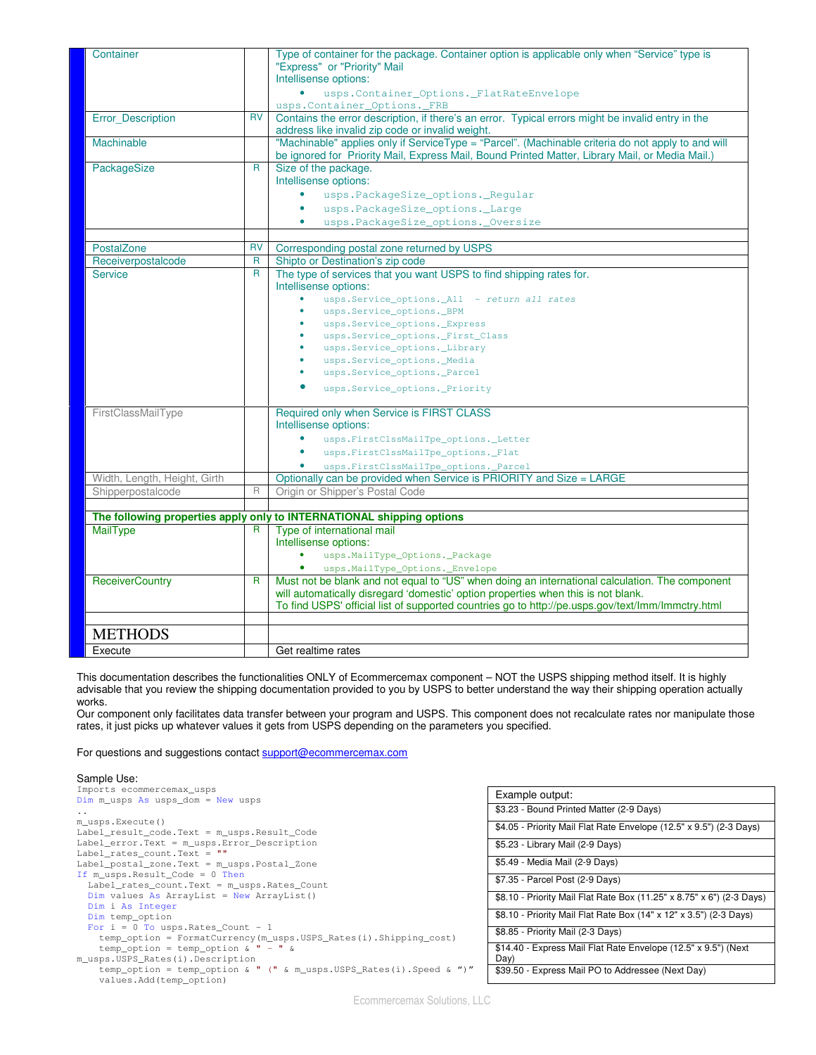| Container | | Type of container for the package. Container option is applicable only when "Service" type is "Express" or "Priority" Mail<br>Intellisense options:<br>• usps.Container_Options._FlatRateEnvelope<br>usps.Container_Options._FRB |
|---|---|---|
| Error_Description | RV | Contains the error description, if there's an error. Typical errors might be invalid entry in the address like invalid zip code or invalid weight. |
| Machinable | | "Machinable" applies only if ServiceType = "Parcel". (Machinable criteria do not apply to and will be ignored for Priority Mail, Express Mail, Bound Printed Matter, Library Mail, or Media Mail.) |
| PackageSize | R | Size of the package.<br>Intellisense options:<br>• usps.PackageSize_options._Regular<br>• usps.PackageSize_options._Large<br>• usps.PackageSize_options._Oversize |
| | | |
| PostalZone | RV | Corresponding postal zone returned by USPS |
| Receiverpostalcode | R | Shipto or Destination's zip code |
| Service | R | The type of services that you want USPS to find shipping rates for.<br>Intellisense options:<br>• usps.Service_options._All - *return all rates*<br>• usps.Service_options._BPM<br>• usps.Service_options._Express<br>• usps.Service_options._First_Class<br>• usps.Service_options._Library<br>• usps.Service_options._Media<br>• usps.Service_options._Parcel<br>• usps.Service_options._Priority |
| FirstClassMailType | | Required only when Service is FIRST CLASS<br>Intellisense options:<br>• usps.FirstClssMailTpe_options._Letter<br>• usps.FirstClssMailTpe_options._Flat<br>• usps.FirstClssMailTpe_options._Parcel |
| Width, Length, Height, Girth | | Optionally can be provided when Service is PRIORITY and Size = LARGE |
| Shipperpostalcode | R | Origin or Shipper's Postal Code |
| | | |
| **The following properties apply only to INTERNATIONAL shipping options** | | |
| MailType | R | Type of international mail<br>Intellisense options:<br>• usps.MailType_Options._Package<br>• usps.MailType_Options._Envelope |
| ReceiverCountry | R | Must not be blank and not equal to "US" when doing an international calculation. The component will automatically disregard 'domestic' option properties when this is not blank.<br>To find USPS' official list of supported countries go to http://pe.usps.gov/text/Imm/Immctry.html |
| | | |
| **METHODS** | | |
| Execute | | Get realtime rates |

This documentation describes the functionalities ONLY of Ecommercemax component – NOT the USPS shipping method itself. It is highly advisable that you review the shipping documentation provided to you by USPS to better understand the way their shipping operation actually works.
Our component only facilitates data transfer between your program and USPS. This component does not recalculate rates nor manipulate those rates, it just picks up whatever values it gets from USPS depending on the parameters you specified.

For questions and suggestions contact support@ecommercemax.com

Sample Use:

```
Imports ecommercemax_usps
Dim m_usps As usps_dom = New usps
..
m_usps.Execute()
Label_result_code.Text = m_usps.Result_Code
Label_error.Text = m_usps.Error_Description
Label_rates_count.Text = ""
Label_postal_zone.Text = m_usps.Postal_Zone
If m_usps.Result_Code = 0 Then
  Label_rates_count.Text = m_usps.Rates_Count
  Dim values As ArrayList = New ArrayList()
  Dim i As Integer
  Dim temp_option
  For i = 0 To usps.Rates_Count - 1
     temp_option = FormatCurrency(m_usps.USPS_Rates(i).Shipping_cost)
     temp_option = temp_option & " - " &
m_usps.USPS_Rates(i).Description
     temp_option = temp_option & " (" & m_usps.USPS_Rates(i).Speed & ")"
     values.Add(temp_option)
```

| Example output: |
|---|
| $3.23 - Bound Printed Matter (2-9 Days) |
| $4.05 - Priority Mail Flat Rate Envelope (12.5" x 9.5") (2-3 Days) |
| $5.23 - Library Mail (2-9 Days) |
| $5.49 - Media Mail (2-9 Days) |
| $7.35 - Parcel Post (2-9 Days) |
| $8.10 - Priority Mail Flat Rate Box (11.25" x 8.75" x 6") (2-3 Days) |
| $8.10 - Priority Mail Flat Rate Box (14" x 12" x 3.5") (2-3 Days) |
| $8.85 - Priority Mail (2-3 Days) |
| $14.40 - Express Mail Flat Rate Envelope (12.5" x 9.5") (Next Day) |
| $39.50 - Express Mail PO to Addressee (Next Day) |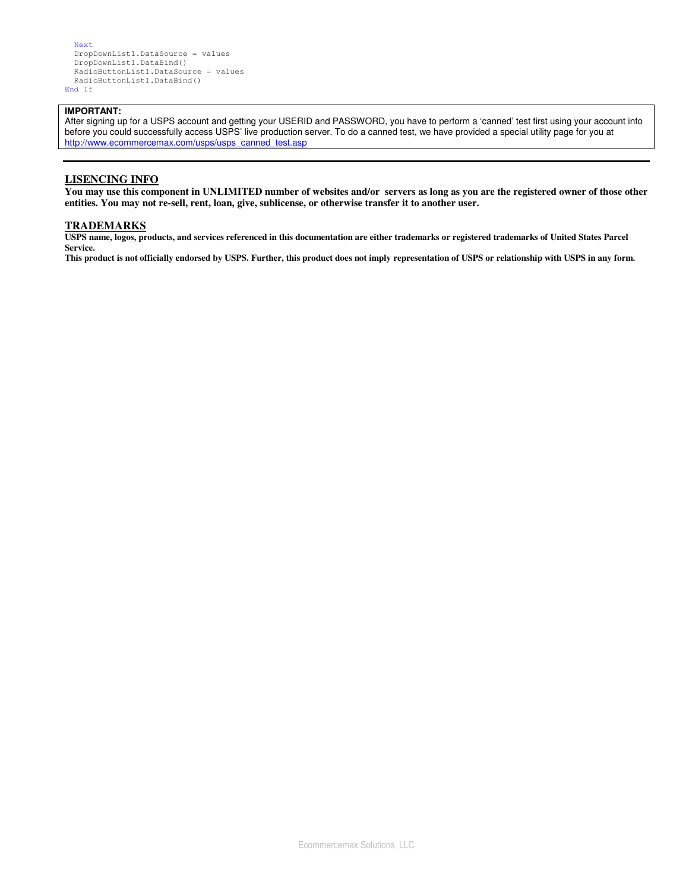```
  Next
  DropDownList1.DataSource = values
  DropDownList1.DataBind()
  RadioButtonList1.DataSource = values
  RadioButtonList1.DataBind()
End If
```

**IMPORTANT:**
After signing up for a USPS account and getting your USERID and PASSWORD, you have to perform a 'canned' test first using your account info before you could successfully access USPS' live production server. To do a canned test, we have provided a special utility page for you at http://www.ecommercemax.com/usps/usps_canned_test.asp

---

## LISENCING INFO

**You may use this component in UNLIMITED number of websites and/or servers as long as you are the registered owner of those other entities. You may not re-sell, rent, loan, give, sublicense, or otherwise transfer it to another user.**

## TRADEMARKS

**USPS name, logos, products, and services referenced in this documentation are either trademarks or registered trademarks of United States Parcel Service.**
**This product is not officially endorsed by USPS. Further, this product does not imply representation of USPS or relationship with USPS in any form.**